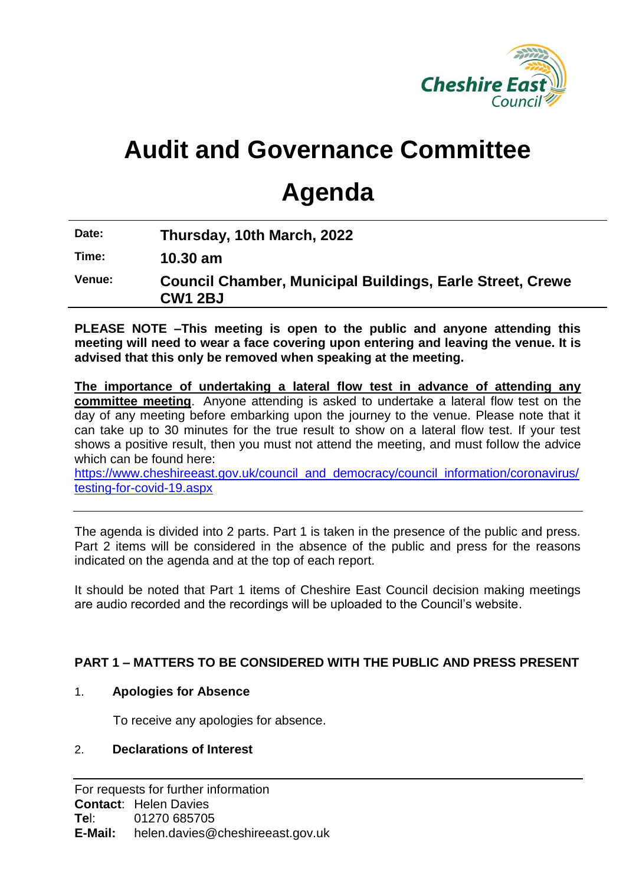# Audit and Governance Committee

# Agenda

| | |
|---|---|
| **Date:** | **Thursday, 10th March, 2022** |
| **Time:** | **10.30 am** |
| **Venue:** | **Council Chamber, Municipal Buildings, Earle Street, Crewe CW1 2BJ** |

**PLEASE NOTE –This meeting is open to the public and anyone attending this meeting will need to wear a face covering upon entering and leaving the venue. It is advised that this only be removed when speaking at the meeting.**

**The importance of undertaking a lateral flow test in advance of attending any committee meeting**. Anyone attending is asked to undertake a lateral flow test on the day of any meeting before embarking upon the journey to the venue. Please note that it can take up to 30 minutes for the true result to show on a lateral flow test. If your test shows a positive result, then you must not attend the meeting, and must follow the advice which can be found here: https://www.cheshireeast.gov.uk/council_and_democracy/council_information/coronavirus/testing-for-covid-19.aspx

The agenda is divided into 2 parts. Part 1 is taken in the presence of the public and press. Part 2 items will be considered in the absence of the public and press for the reasons indicated on the agenda and at the top of each report.

It should be noted that Part 1 items of Cheshire East Council decision making meetings are audio recorded and the recordings will be uploaded to the Council's website.

**PART 1 – MATTERS TO BE CONSIDERED WITH THE PUBLIC AND PRESS PRESENT**

1. **Apologies for Absence**

   To receive any apologies for absence.

2. **Declarations of Interest**

For requests for further information
**Contact**: Helen Davies
**Tel**: 01270 685705
**E-Mail:** helen.davies@cheshireeast.gov.uk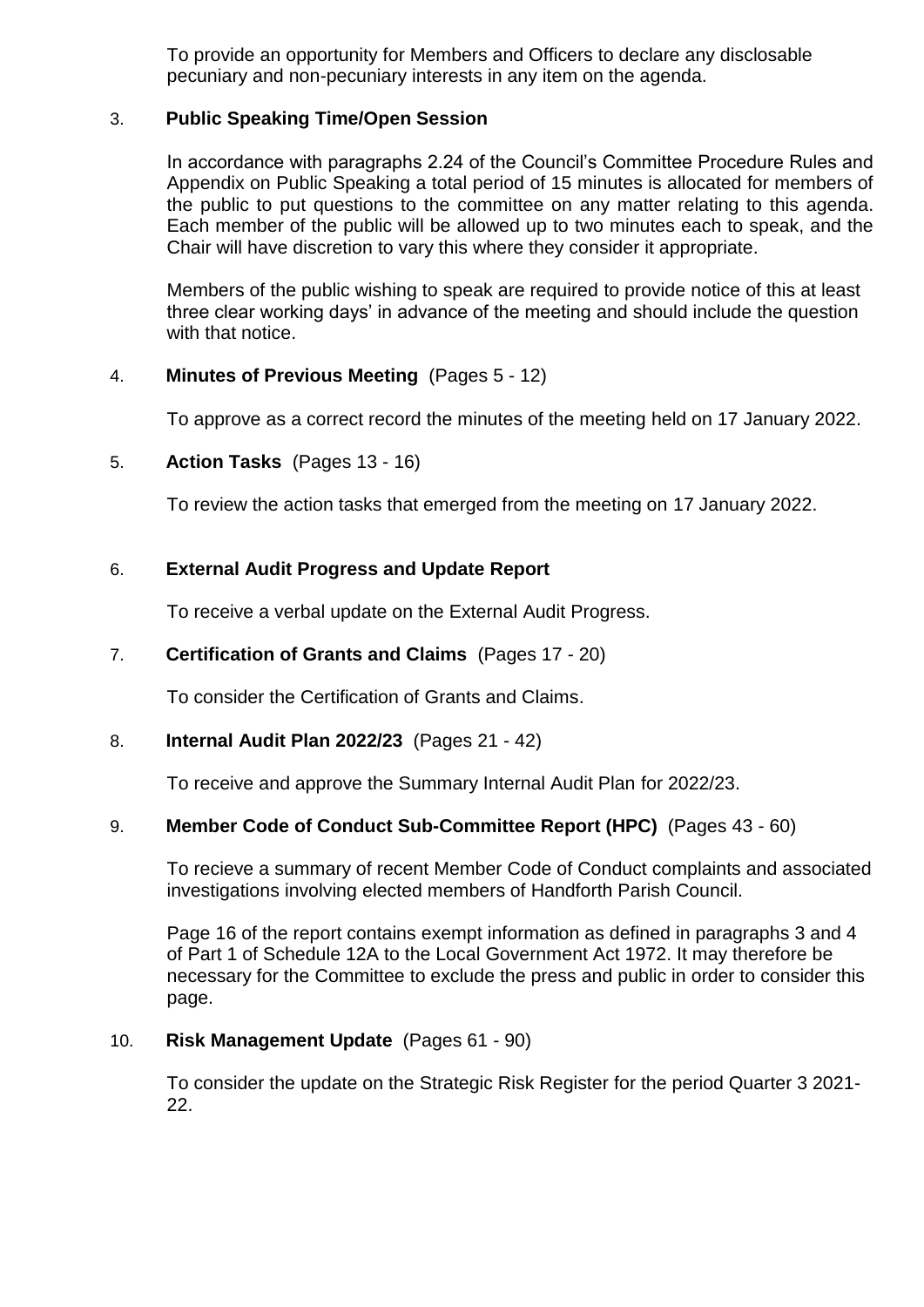To provide an opportunity for Members and Officers to declare any disclosable pecuniary and non-pecuniary interests in any item on the agenda.

3. **Public Speaking Time/Open Session**

   In accordance with paragraphs 2.24 of the Council's Committee Procedure Rules and Appendix on Public Speaking a total period of 15 minutes is allocated for members of the public to put questions to the committee on any matter relating to this agenda. Each member of the public will be allowed up to two minutes each to speak, and the Chair will have discretion to vary this where they consider it appropriate.

   Members of the public wishing to speak are required to provide notice of this at least three clear working days' in advance of the meeting and should include the question with that notice.

4. **Minutes of Previous Meeting** (Pages 5 - 12)

   To approve as a correct record the minutes of the meeting held on 17 January 2022.

5. **Action Tasks** (Pages 13 - 16)

   To review the action tasks that emerged from the meeting on 17 January 2022.

6. **External Audit Progress and Update Report**

   To receive a verbal update on the External Audit Progress.

7. **Certification of Grants and Claims** (Pages 17 - 20)

   To consider the Certification of Grants and Claims.

8. **Internal Audit Plan 2022/23** (Pages 21 - 42)

   To receive and approve the Summary Internal Audit Plan for 2022/23.

9. **Member Code of Conduct Sub-Committee Report (HPC)** (Pages 43 - 60)

   To recieve a summary of recent Member Code of Conduct complaints and associated investigations involving elected members of Handforth Parish Council.

   Page 16 of the report contains exempt information as defined in paragraphs 3 and 4 of Part 1 of Schedule 12A to the Local Government Act 1972. It may therefore be necessary for the Committee to exclude the press and public in order to consider this page.

10. **Risk Management Update** (Pages 61 - 90)

    To consider the update on the Strategic Risk Register for the period Quarter 3 2021-22.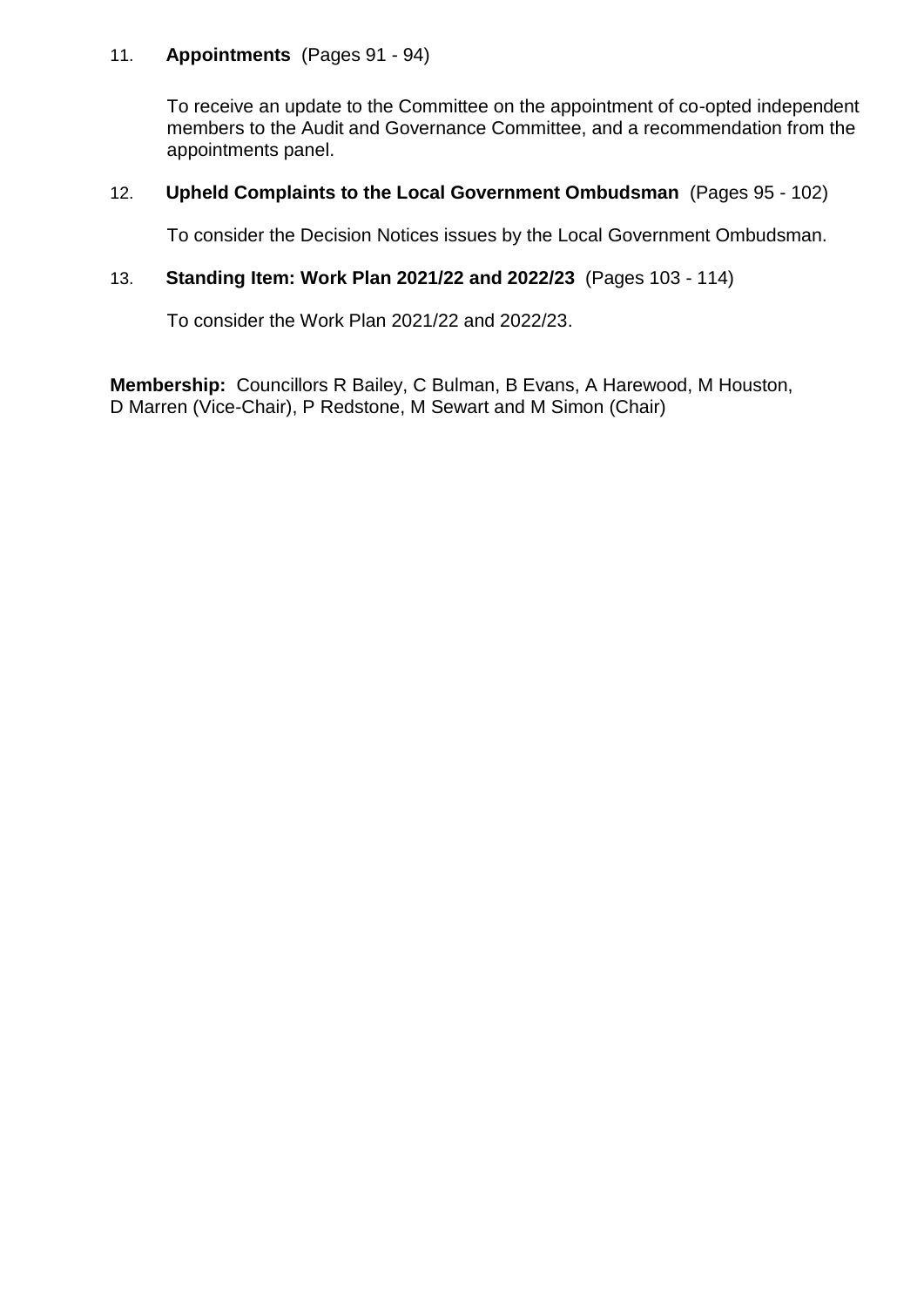11. **Appointments** (Pages 91 - 94)

    To receive an update to the Committee on the appointment of co-opted independent members to the Audit and Governance Committee, and a recommendation from the appointments panel.

12. **Upheld Complaints to the Local Government Ombudsman** (Pages 95 - 102)

    To consider the Decision Notices issues by the Local Government Ombudsman.

13. **Standing Item: Work Plan 2021/22 and 2022/23** (Pages 103 - 114)

    To consider the Work Plan 2021/22 and 2022/23.

**Membership:** Councillors R Bailey, C Bulman, B Evans, A Harewood, M Houston, D Marren (Vice-Chair), P Redstone, M Sewart and M Simon (Chair)